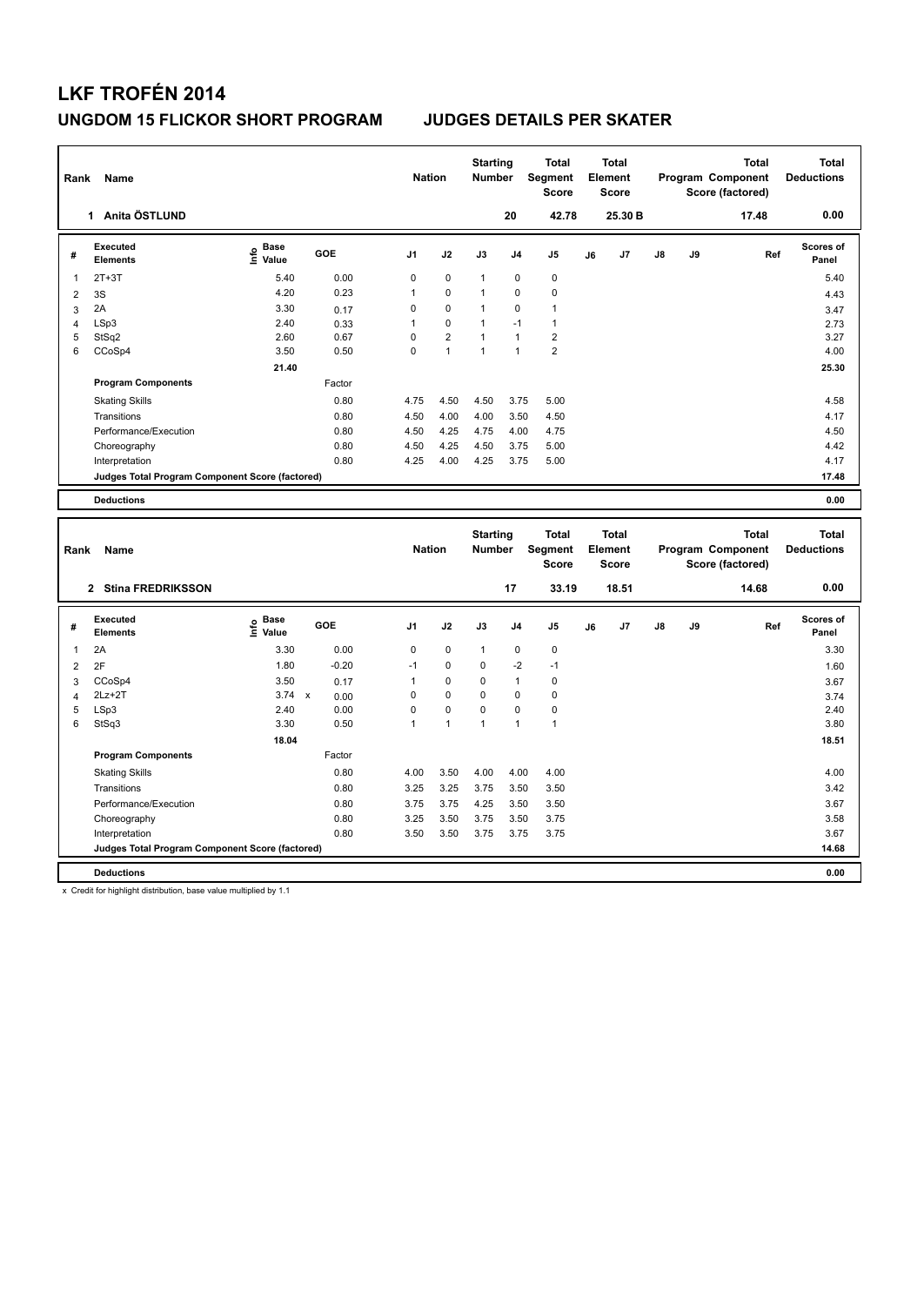# LKF TROFÉN 2014

## UNGDOM 15 FLICKOR SHORT PROGRAM — JUDGES DETAILS PER SKATER

| Rank | Name | Nation | Starting Number | Total Segment Score | Total Element Score | Total Program Component Score (factored) | Total Deductions |
|---|---|---|---|---|---|---|---|
| 1 | Anita ÖSTLUND | | 20 | 42.78 | 25.30 B | 17.48 | 0.00 |

| # | Executed Elements | Info | Base Value | GOE | J1 | J2 | J3 | J4 | J5 | J6 | J7 | J8 | J9 | Ref | Scores of Panel |
|---|---|---|---|---|---|---|---|---|---|---|---|---|---|---|---|
| 1 | 2T+3T | | 5.40 | 0.00 | 0 | 0 | 1 | 0 | 0 | | | | | | 5.40 |
| 2 | 3S | | 4.20 | 0.23 | 1 | 0 | 1 | 0 | 0 | | | | | | 4.43 |
| 3 | 2A | | 3.30 | 0.17 | 0 | 0 | 1 | 0 | 1 | | | | | | 3.47 |
| 4 | LSp3 | | 2.40 | 0.33 | 1 | 0 | 1 | -1 | 1 | | | | | | 2.73 |
| 5 | StSq2 | | 2.60 | 0.67 | 0 | 2 | 1 | 1 | 2 | | | | | | 3.27 |
| 6 | CCoSp4 | | 3.50 | 0.50 | 0 | 1 | 1 | 1 | 2 | | | | | | 4.00 |
| | | | 21.40 | | | | | | | | | | | | 25.30 |
| | **Program Components** | | | Factor | | | | | | | | | | | |
| | Skating Skills | | | 0.80 | 4.75 | 4.50 | 4.50 | 3.75 | 5.00 | | | | | | 4.58 |
| | Transitions | | | 0.80 | 4.50 | 4.00 | 4.00 | 3.50 | 4.50 | | | | | | 4.17 |
| | Performance/Execution | | | 0.80 | 4.50 | 4.25 | 4.75 | 4.00 | 4.75 | | | | | | 4.50 |
| | Choreography | | | 0.80 | 4.50 | 4.25 | 4.50 | 3.75 | 5.00 | | | | | | 4.42 |
| | Interpretation | | | 0.80 | 4.25 | 4.00 | 4.25 | 3.75 | 5.00 | | | | | | 4.17 |
| | **Judges Total Program Component Score (factored)** | | | | | | | | | | | | | | 17.48 |
| | **Deductions** | | | | | | | | | | | | | | 0.00 |

| Rank | Name | Nation | Starting Number | Total Segment Score | Total Element Score | Total Program Component Score (factored) | Total Deductions |
|---|---|---|---|---|---|---|---|
| 2 | Stina FREDRIKSSON | | 17 | 33.19 | 18.51 | 14.68 | 0.00 |

| # | Executed Elements | Info | Base Value | GOE | J1 | J2 | J3 | J4 | J5 | J6 | J7 | J8 | J9 | Ref | Scores of Panel |
|---|---|---|---|---|---|---|---|---|---|---|---|---|---|---|---|
| 1 | 2A | | 3.30 | 0.00 | 0 | 0 | 1 | 0 | 0 | | | | | | 3.30 |
| 2 | 2F | | 1.80 | -0.20 | -1 | 0 | 0 | -2 | -1 | | | | | | 1.60 |
| 3 | CCoSp4 | | 3.50 | 0.17 | 1 | 0 | 0 | 1 | 0 | | | | | | 3.67 |
| 4 | 2Lz+2T | | 3.74 x | 0.00 | 0 | 0 | 0 | 0 | 0 | | | | | | 3.74 |
| 5 | LSp3 | | 2.40 | 0.00 | 0 | 0 | 0 | 0 | 0 | | | | | | 2.40 |
| 6 | StSq3 | | 3.30 | 0.50 | 1 | 1 | 1 | 1 | 1 | | | | | | 3.80 |
| | | | 18.04 | | | | | | | | | | | | 18.51 |
| | **Program Components** | | | Factor | | | | | | | | | | | |
| | Skating Skills | | | 0.80 | 4.00 | 3.50 | 4.00 | 4.00 | 4.00 | | | | | | 4.00 |
| | Transitions | | | 0.80 | 3.25 | 3.25 | 3.75 | 3.50 | 3.50 | | | | | | 3.42 |
| | Performance/Execution | | | 0.80 | 3.75 | 3.75 | 4.25 | 3.50 | 3.50 | | | | | | 3.67 |
| | Choreography | | | 0.80 | 3.25 | 3.50 | 3.75 | 3.50 | 3.75 | | | | | | 3.58 |
| | Interpretation | | | 0.80 | 3.50 | 3.50 | 3.75 | 3.75 | 3.75 | | | | | | 3.67 |
| | **Judges Total Program Component Score (factored)** | | | | | | | | | | | | | | 14.68 |
| | **Deductions** | | | | | | | | | | | | | | 0.00 |

x Credit for highlight distribution, base value multiplied by 1.1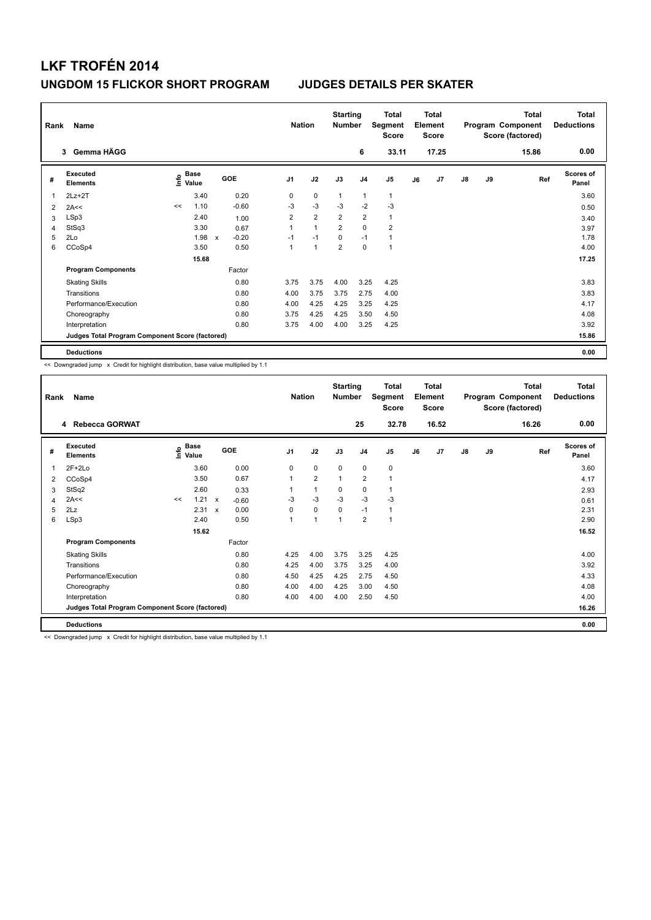# LKF TROFÉN 2014

## UNGDOM 15 FLICKOR SHORT PROGRAM — JUDGES DETAILS PER SKATER

| Rank | Name | Nation | Starting Number | Total Segment Score | Total Element Score | Total Program Component Score (factored) | Total Deductions |
|---|---|---|---|---|---|---|---|
| 3 | Gemma HÄGG | | 6 | 33.11 | 17.25 | 15.86 | 0.00 |

| # | Executed Elements | Info | Base Value | | GOE | J1 | J2 | J3 | J4 | J5 | J6 | J7 | J8 | J9 | Ref | Scores of Panel |
|---|---|---|---|---|---|---|---|---|---|---|---|---|---|---|---|---|
| 1 | 2Lz+2T | | 3.40 | | 0.20 | 0 | 0 | 1 | 1 | 1 | | | | | | 3.60 |
| 2 | 2A<< | << | 1.10 | | -0.60 | -3 | -3 | -3 | -2 | -3 | | | | | | 0.50 |
| 3 | LSp3 | | 2.40 | | 1.00 | 2 | 2 | 2 | 2 | 1 | | | | | | 3.40 |
| 4 | StSq3 | | 3.30 | | 0.67 | 1 | 1 | 2 | 0 | 2 | | | | | | 3.97 |
| 5 | 2Lo | | 1.98 | x | -0.20 | -1 | -1 | 0 | -1 | 1 | | | | | | 1.78 |
| 6 | CCoSp4 | | 3.50 | | 0.50 | 1 | 1 | 2 | 0 | 1 | | | | | | 4.00 |
| | | | 15.68 | | | | | | | | | | | | | 17.25 |
| | **Program Components** | | | | Factor | | | | | | | | | | | |
| | Skating Skills | | | | 0.80 | 3.75 | 3.75 | 4.00 | 3.25 | 4.25 | | | | | | 3.83 |
| | Transitions | | | | 0.80 | 4.00 | 3.75 | 3.75 | 2.75 | 4.00 | | | | | | 3.83 |
| | Performance/Execution | | | | 0.80 | 4.00 | 4.25 | 4.25 | 3.25 | 4.25 | | | | | | 4.17 |
| | Choreography | | | | 0.80 | 3.75 | 4.25 | 4.25 | 3.50 | 4.50 | | | | | | 4.08 |
| | Interpretation | | | | 0.80 | 3.75 | 4.00 | 4.00 | 3.25 | 4.25 | | | | | | 3.92 |
| | **Judges Total Program Component Score (factored)** | | | | | | | | | | | | | | | 15.86 |
| | **Deductions** | | | | | | | | | | | | | | | 0.00 |

<< Downgraded jump x Credit for highlight distribution, base value multiplied by 1.1

| Rank | Name | Nation | Starting Number | Total Segment Score | Total Element Score | Total Program Component Score (factored) | Total Deductions |
|---|---|---|---|---|---|---|---|
| 4 | Rebecca GORWAT | | 25 | 32.78 | 16.52 | 16.26 | 0.00 |

| # | Executed Elements | Info | Base Value | | GOE | J1 | J2 | J3 | J4 | J5 | J6 | J7 | J8 | J9 | Ref | Scores of Panel |
|---|---|---|---|---|---|---|---|---|---|---|---|---|---|---|---|---|
| 1 | 2F+2Lo | | 3.60 | | 0.00 | 0 | 0 | 0 | 0 | 0 | | | | | | 3.60 |
| 2 | CCoSp4 | | 3.50 | | 0.67 | 1 | 2 | 1 | 2 | 1 | | | | | | 4.17 |
| 3 | StSq2 | | 2.60 | | 0.33 | 1 | 1 | 0 | 0 | 1 | | | | | | 2.93 |
| 4 | 2A<< | << | 1.21 | x | -0.60 | -3 | -3 | -3 | -3 | -3 | | | | | | 0.61 |
| 5 | 2Lz | | 2.31 | x | 0.00 | 0 | 0 | 0 | -1 | 1 | | | | | | 2.31 |
| 6 | LSp3 | | 2.40 | | 0.50 | 1 | 1 | 1 | 2 | 1 | | | | | | 2.90 |
| | | | 15.62 | | | | | | | | | | | | | 16.52 |
| | **Program Components** | | | | Factor | | | | | | | | | | | |
| | Skating Skills | | | | 0.80 | 4.25 | 4.00 | 3.75 | 3.25 | 4.25 | | | | | | 4.00 |
| | Transitions | | | | 0.80 | 4.25 | 4.00 | 3.75 | 3.25 | 4.00 | | | | | | 3.92 |
| | Performance/Execution | | | | 0.80 | 4.50 | 4.25 | 4.25 | 2.75 | 4.50 | | | | | | 4.33 |
| | Choreography | | | | 0.80 | 4.00 | 4.00 | 4.25 | 3.00 | 4.50 | | | | | | 4.08 |
| | Interpretation | | | | 0.80 | 4.00 | 4.00 | 4.00 | 2.50 | 4.50 | | | | | | 4.00 |
| | **Judges Total Program Component Score (factored)** | | | | | | | | | | | | | | | 16.26 |
| | **Deductions** | | | | | | | | | | | | | | | 0.00 |

<< Downgraded jump x Credit for highlight distribution, base value multiplied by 1.1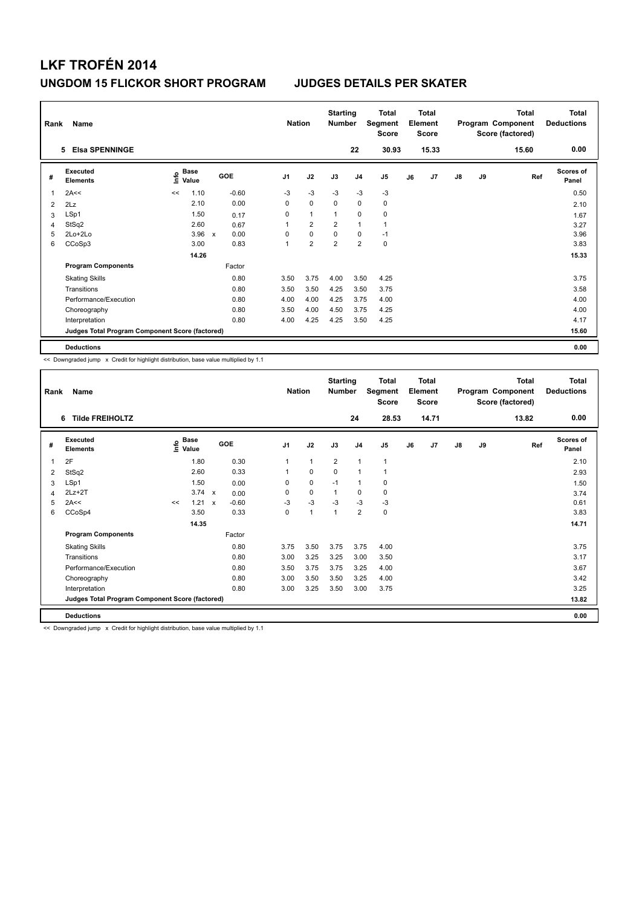# LKF TROFÉN 2014

## UNGDOM 15 FLICKOR SHORT PROGRAM — JUDGES DETAILS PER SKATER

| Rank | Name | Nation | Starting Number | Total Segment Score | Total Element Score | Total Program Component Score (factored) | Total Deductions |
|---|---|---|---|---|---|---|---|
| 5 | Elsa SPENNINGE | | 22 | 30.93 | 15.33 | 15.60 | 0.00 |

| # | Executed Elements | Info | Base Value | | GOE | J1 | J2 | J3 | J4 | J5 | J6 | J7 | J8 | J9 | Ref | Scores of Panel |
|---|---|---|---|---|---|---|---|---|---|---|---|---|---|---|---|---|
| 1 | 2A<< | << | 1.10 | | -0.60 | -3 | -3 | -3 | -3 | -3 | | | | | | 0.50 |
| 2 | 2Lz | | 2.10 | | 0.00 | 0 | 0 | 0 | 0 | 0 | | | | | | 2.10 |
| 3 | LSp1 | | 1.50 | | 0.17 | 0 | 1 | 1 | 0 | 0 | | | | | | 1.67 |
| 4 | StSq2 | | 2.60 | | 0.67 | 1 | 2 | 2 | 1 | 1 | | | | | | 3.27 |
| 5 | 2Lo+2Lo | | 3.96 | x | 0.00 | 0 | 0 | 0 | 0 | -1 | | | | | | 3.96 |
| 6 | CCoSp3 | | 3.00 | | 0.83 | 1 | 2 | 2 | 2 | 0 | | | | | | 3.83 |
| | | | 14.26 | | | | | | | | | | | | | 15.33 |
| | **Program Components** | | | | Factor | | | | | | | | | | | |
| | Skating Skills | | | | 0.80 | 3.50 | 3.75 | 4.00 | 3.50 | 4.25 | | | | | | 3.75 |
| | Transitions | | | | 0.80 | 3.50 | 3.50 | 4.25 | 3.50 | 3.75 | | | | | | 3.58 |
| | Performance/Execution | | | | 0.80 | 4.00 | 4.00 | 4.25 | 3.75 | 4.00 | | | | | | 4.00 |
| | Choreography | | | | 0.80 | 3.50 | 4.00 | 4.50 | 3.75 | 4.25 | | | | | | 4.00 |
| | Interpretation | | | | 0.80 | 4.00 | 4.25 | 4.25 | 3.50 | 4.25 | | | | | | 4.17 |
| | **Judges Total Program Component Score (factored)** | | | | | | | | | | | | | | | 15.60 |
| | **Deductions** | | | | | | | | | | | | | | | 0.00 |

<< Downgraded jump x Credit for highlight distribution, base value multiplied by 1.1

| Rank | Name | Nation | Starting Number | Total Segment Score | Total Element Score | Total Program Component Score (factored) | Total Deductions |
|---|---|---|---|---|---|---|---|
| 6 | Tilde FREIHOLTZ | | 24 | 28.53 | 14.71 | 13.82 | 0.00 |

| # | Executed Elements | Info | Base Value | | GOE | J1 | J2 | J3 | J4 | J5 | J6 | J7 | J8 | J9 | Ref | Scores of Panel |
|---|---|---|---|---|---|---|---|---|---|---|---|---|---|---|---|---|
| 1 | 2F | | 1.80 | | 0.30 | 1 | 1 | 2 | 1 | 1 | | | | | | 2.10 |
| 2 | StSq2 | | 2.60 | | 0.33 | 1 | 0 | 0 | 1 | 1 | | | | | | 2.93 |
| 3 | LSp1 | | 1.50 | | 0.00 | 0 | 0 | -1 | 1 | 0 | | | | | | 1.50 |
| 4 | 2Lz+2T | | 3.74 | x | 0.00 | 0 | 0 | 1 | 0 | 0 | | | | | | 3.74 |
| 5 | 2A<< | << | 1.21 | x | -0.60 | -3 | -3 | -3 | -3 | -3 | | | | | | 0.61 |
| 6 | CCoSp4 | | 3.50 | | 0.33 | 0 | 1 | 1 | 2 | 0 | | | | | | 3.83 |
| | | | 14.35 | | | | | | | | | | | | | 14.71 |
| | **Program Components** | | | | Factor | | | | | | | | | | | |
| | Skating Skills | | | | 0.80 | 3.75 | 3.50 | 3.75 | 3.75 | 4.00 | | | | | | 3.75 |
| | Transitions | | | | 0.80 | 3.00 | 3.25 | 3.25 | 3.00 | 3.50 | | | | | | 3.17 |
| | Performance/Execution | | | | 0.80 | 3.50 | 3.75 | 3.75 | 3.25 | 4.00 | | | | | | 3.67 |
| | Choreography | | | | 0.80 | 3.00 | 3.50 | 3.50 | 3.25 | 4.00 | | | | | | 3.42 |
| | Interpretation | | | | 0.80 | 3.00 | 3.25 | 3.50 | 3.00 | 3.75 | | | | | | 3.25 |
| | **Judges Total Program Component Score (factored)** | | | | | | | | | | | | | | | 13.82 |
| | **Deductions** | | | | | | | | | | | | | | | 0.00 |

<< Downgraded jump x Credit for highlight distribution, base value multiplied by 1.1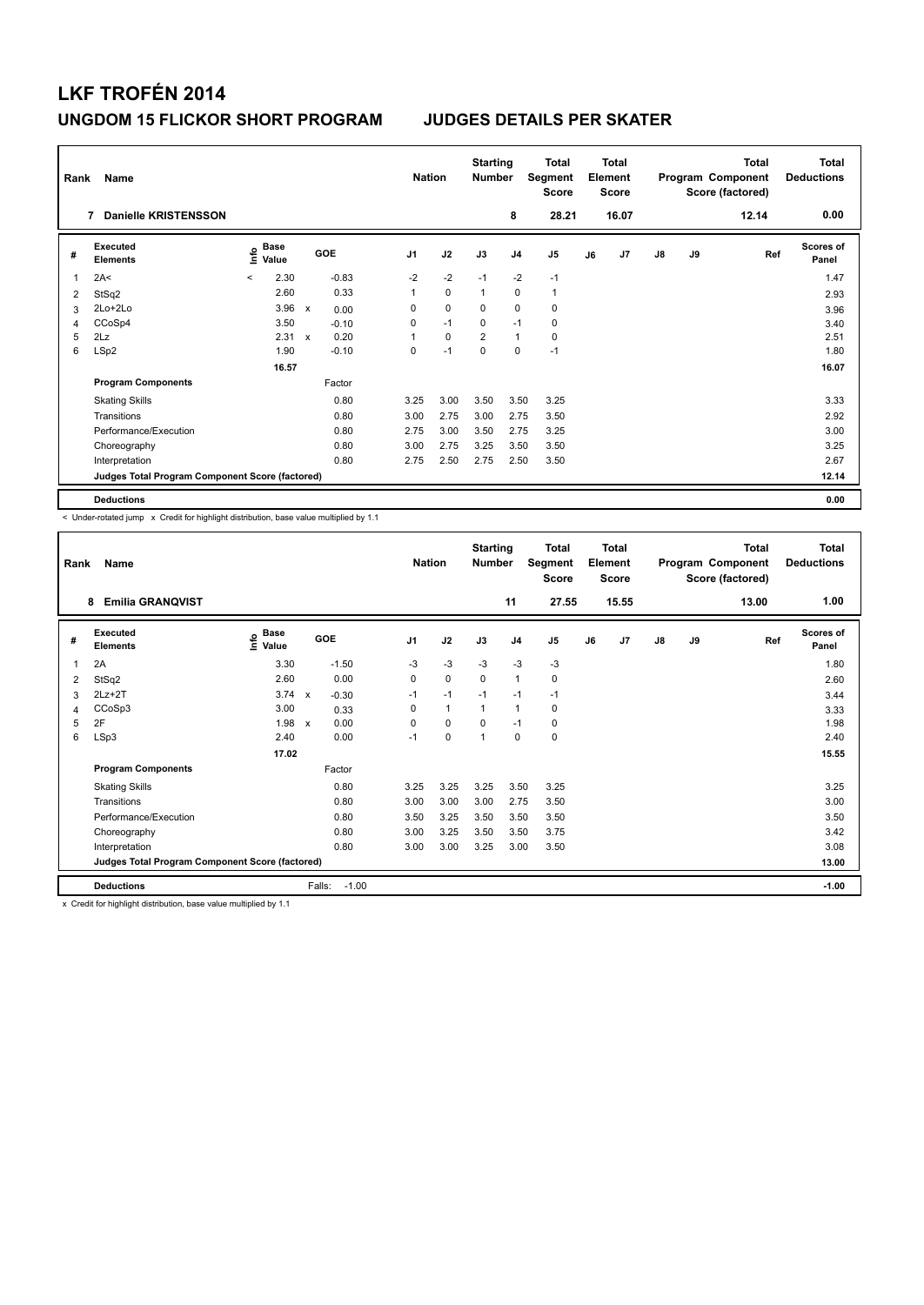# LKF TROFÉN 2014

## UNGDOM 15 FLICKOR SHORT PROGRAM — JUDGES DETAILS PER SKATER

| Rank | Name | Nation | Starting Number | Total Segment Score | Total Element Score | Total Program Component Score (factored) | Total Deductions |
|---|---|---|---|---|---|---|---|
| 7 | Danielle KRISTENSSON | | 8 | 28.21 | 16.07 | 12.14 | 0.00 |

| # | Executed Elements | Info | Base Value | | GOE | J1 | J2 | J3 | J4 | J5 | J6 | J7 | J8 | J9 | Ref | Scores of Panel |
|---|---|---|---|---|---|---|---|---|---|---|---|---|---|---|---|---|
| 1 | 2A< | < | 2.30 | | -0.83 | -2 | -2 | -1 | -2 | -1 | | | | | | 1.47 |
| 2 | StSq2 | | 2.60 | | 0.33 | 1 | 0 | 1 | 0 | 1 | | | | | | 2.93 |
| 3 | 2Lo+2Lo | | 3.96 | x | 0.00 | 0 | 0 | 0 | 0 | 0 | | | | | | 3.96 |
| 4 | CCoSp4 | | 3.50 | | -0.10 | 0 | -1 | 0 | -1 | 0 | | | | | | 3.40 |
| 5 | 2Lz | | 2.31 | x | 0.20 | 1 | 0 | 2 | 1 | 0 | | | | | | 2.51 |
| 6 | LSp2 | | 1.90 | | -0.10 | 0 | -1 | 0 | 0 | -1 | | | | | | 1.80 |
| | | | 16.57 | | | | | | | | | | | | | 16.07 |
| | **Program Components** | | | | Factor | | | | | | | | | | | |
| | Skating Skills | | | | 0.80 | 3.25 | 3.00 | 3.50 | 3.50 | 3.25 | | | | | | 3.33 |
| | Transitions | | | | 0.80 | 3.00 | 2.75 | 3.00 | 2.75 | 3.50 | | | | | | 2.92 |
| | Performance/Execution | | | | 0.80 | 2.75 | 3.00 | 3.50 | 2.75 | 3.25 | | | | | | 3.00 |
| | Choreography | | | | 0.80 | 3.00 | 2.75 | 3.25 | 3.50 | 3.50 | | | | | | 3.25 |
| | Interpretation | | | | 0.80 | 2.75 | 2.50 | 2.75 | 2.50 | 3.50 | | | | | | 2.67 |
| | **Judges Total Program Component Score (factored)** | | | | | | | | | | | | | | | 12.14 |
| | **Deductions** | | | | | | | | | | | | | | | 0.00 |

< Under-rotated jump x Credit for highlight distribution, base value multiplied by 1.1

| Rank | Name | Nation | Starting Number | Total Segment Score | Total Element Score | Total Program Component Score (factored) | Total Deductions |
|---|---|---|---|---|---|---|---|
| 8 | Emilia GRANQVIST | | 11 | 27.55 | 15.55 | 13.00 | 1.00 |

| # | Executed Elements | Info | Base Value | | GOE | J1 | J2 | J3 | J4 | J5 | J6 | J7 | J8 | J9 | Ref | Scores of Panel |
|---|---|---|---|---|---|---|---|---|---|---|---|---|---|---|---|---|
| 1 | 2A | | 3.30 | | -1.50 | -3 | -3 | -3 | -3 | -3 | | | | | | 1.80 |
| 2 | StSq2 | | 2.60 | | 0.00 | 0 | 0 | 0 | 1 | 0 | | | | | | 2.60 |
| 3 | 2Lz+2T | | 3.74 | x | -0.30 | -1 | -1 | -1 | -1 | -1 | | | | | | 3.44 |
| 4 | CCoSp3 | | 3.00 | | 0.33 | 0 | 1 | 1 | 1 | 0 | | | | | | 3.33 |
| 5 | 2F | | 1.98 | x | 0.00 | 0 | 0 | 0 | -1 | 0 | | | | | | 1.98 |
| 6 | LSp3 | | 2.40 | | 0.00 | -1 | 0 | 1 | 0 | 0 | | | | | | 2.40 |
| | | | 17.02 | | | | | | | | | | | | | 15.55 |
| | **Program Components** | | | | Factor | | | | | | | | | | | |
| | Skating Skills | | | | 0.80 | 3.25 | 3.25 | 3.25 | 3.50 | 3.25 | | | | | | 3.25 |
| | Transitions | | | | 0.80 | 3.00 | 3.00 | 3.00 | 2.75 | 3.50 | | | | | | 3.00 |
| | Performance/Execution | | | | 0.80 | 3.50 | 3.25 | 3.50 | 3.50 | 3.50 | | | | | | 3.50 |
| | Choreography | | | | 0.80 | 3.00 | 3.25 | 3.50 | 3.50 | 3.75 | | | | | | 3.42 |
| | Interpretation | | | | 0.80 | 3.00 | 3.00 | 3.25 | 3.00 | 3.50 | | | | | | 3.08 |
| | **Judges Total Program Component Score (factored)** | | | | | | | | | | | | | | | 13.00 |
| | **Deductions** | | | Falls: | -1.00 | | | | | | | | | | | -1.00 |

x Credit for highlight distribution, base value multiplied by 1.1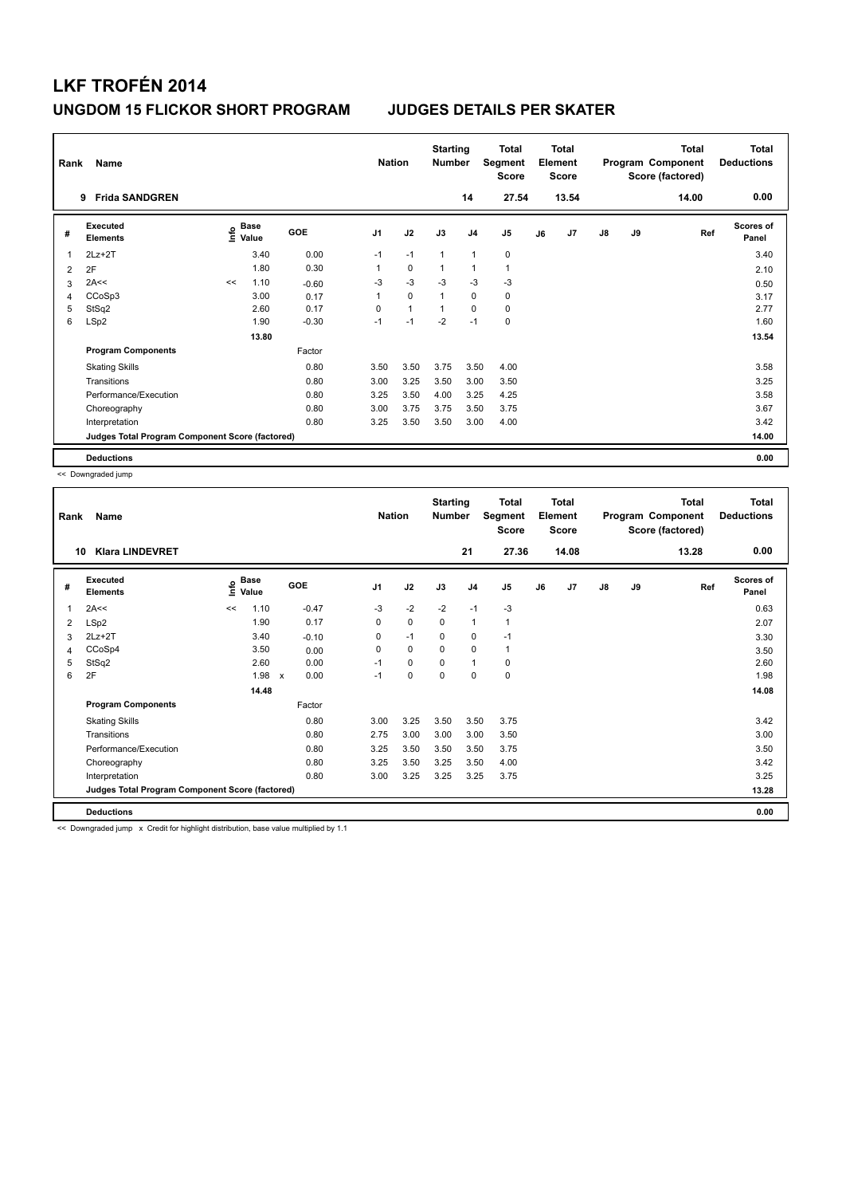# LKF TROFÉN 2014

## UNGDOM 15 FLICKOR SHORT PROGRAM — JUDGES DETAILS PER SKATER

| Rank | Name | Nation | Starting Number | Total Segment Score | Total Element Score | Total Program Component Score (factored) | Total Deductions |
|---|---|---|---|---|---|---|---|
| 9 | Frida SANDGREN | | 14 | 27.54 | 13.54 | 14.00 | 0.00 |

| # | Executed Elements | Info | Base Value | GOE | J1 | J2 | J3 | J4 | J5 | J6 | J7 | J8 | J9 | Ref | Scores of Panel |
|---|---|---|---|---|---|---|---|---|---|---|---|---|---|---|---|
| 1 | 2Lz+2T | | 3.40 | 0.00 | -1 | -1 | 1 | 1 | 0 | | | | | | 3.40 |
| 2 | 2F | | 1.80 | 0.30 | 1 | 0 | 1 | 1 | 1 | | | | | | 2.10 |
| 3 | 2A<< | << | 1.10 | -0.60 | -3 | -3 | -3 | -3 | -3 | | | | | | 0.50 |
| 4 | CCoSp3 | | 3.00 | 0.17 | 1 | 0 | 1 | 0 | 0 | | | | | | 3.17 |
| 5 | StSq2 | | 2.60 | 0.17 | 0 | 1 | 1 | 0 | 0 | | | | | | 2.77 |
| 6 | LSp2 | | 1.90 | -0.30 | -1 | -1 | -2 | -1 | 0 | | | | | | 1.60 |
| | | | 13.80 | | | | | | | | | | | | 13.54 |
| | **Program Components** | | | Factor | | | | | | | | | | | |
| | Skating Skills | | | 0.80 | 3.50 | 3.50 | 3.75 | 3.50 | 4.00 | | | | | | 3.58 |
| | Transitions | | | 0.80 | 3.00 | 3.25 | 3.50 | 3.00 | 3.50 | | | | | | 3.25 |
| | Performance/Execution | | | 0.80 | 3.25 | 3.50 | 4.00 | 3.25 | 4.25 | | | | | | 3.58 |
| | Choreography | | | 0.80 | 3.00 | 3.75 | 3.75 | 3.50 | 3.75 | | | | | | 3.67 |
| | Interpretation | | | 0.80 | 3.25 | 3.50 | 3.50 | 3.00 | 4.00 | | | | | | 3.42 |
| | **Judges Total Program Component Score (factored)** | | | | | | | | | | | | | | 14.00 |
| | **Deductions** | | | | | | | | | | | | | | 0.00 |

<< Downgraded jump

| Rank | Name | Nation | Starting Number | Total Segment Score | Total Element Score | Total Program Component Score (factored) | Total Deductions |
|---|---|---|---|---|---|---|---|
| 10 | Klara LINDEVRET | | 21 | 27.36 | 14.08 | 13.28 | 0.00 |

| # | Executed Elements | Info | Base Value | GOE | J1 | J2 | J3 | J4 | J5 | J6 | J7 | J8 | J9 | Ref | Scores of Panel |
|---|---|---|---|---|---|---|---|---|---|---|---|---|---|---|---|
| 1 | 2A<< | << | 1.10 | -0.47 | -3 | -2 | -2 | -1 | -3 | | | | | | 0.63 |
| 2 | LSp2 | | 1.90 | 0.17 | 0 | 0 | 0 | 1 | 1 | | | | | | 2.07 |
| 3 | 2Lz+2T | | 3.40 | -0.10 | 0 | -1 | 0 | 0 | -1 | | | | | | 3.30 |
| 4 | CCoSp4 | | 3.50 | 0.00 | 0 | 0 | 0 | 0 | 1 | | | | | | 3.50 |
| 5 | StSq2 | | 2.60 | 0.00 | -1 | 0 | 0 | 1 | 0 | | | | | | 2.60 |
| 6 | 2F | | 1.98 x | 0.00 | -1 | 0 | 0 | 0 | 0 | | | | | | 1.98 |
| | | | 14.48 | | | | | | | | | | | | 14.08 |
| | **Program Components** | | | Factor | | | | | | | | | | | |
| | Skating Skills | | | 0.80 | 3.00 | 3.25 | 3.50 | 3.50 | 3.75 | | | | | | 3.42 |
| | Transitions | | | 0.80 | 2.75 | 3.00 | 3.00 | 3.00 | 3.50 | | | | | | 3.00 |
| | Performance/Execution | | | 0.80 | 3.25 | 3.50 | 3.50 | 3.50 | 3.75 | | | | | | 3.50 |
| | Choreography | | | 0.80 | 3.25 | 3.50 | 3.25 | 3.50 | 4.00 | | | | | | 3.42 |
| | Interpretation | | | 0.80 | 3.00 | 3.25 | 3.25 | 3.25 | 3.75 | | | | | | 3.25 |
| | **Judges Total Program Component Score (factored)** | | | | | | | | | | | | | | 13.28 |
| | **Deductions** | | | | | | | | | | | | | | 0.00 |

<< Downgraded jump x Credit for highlight distribution, base value multiplied by 1.1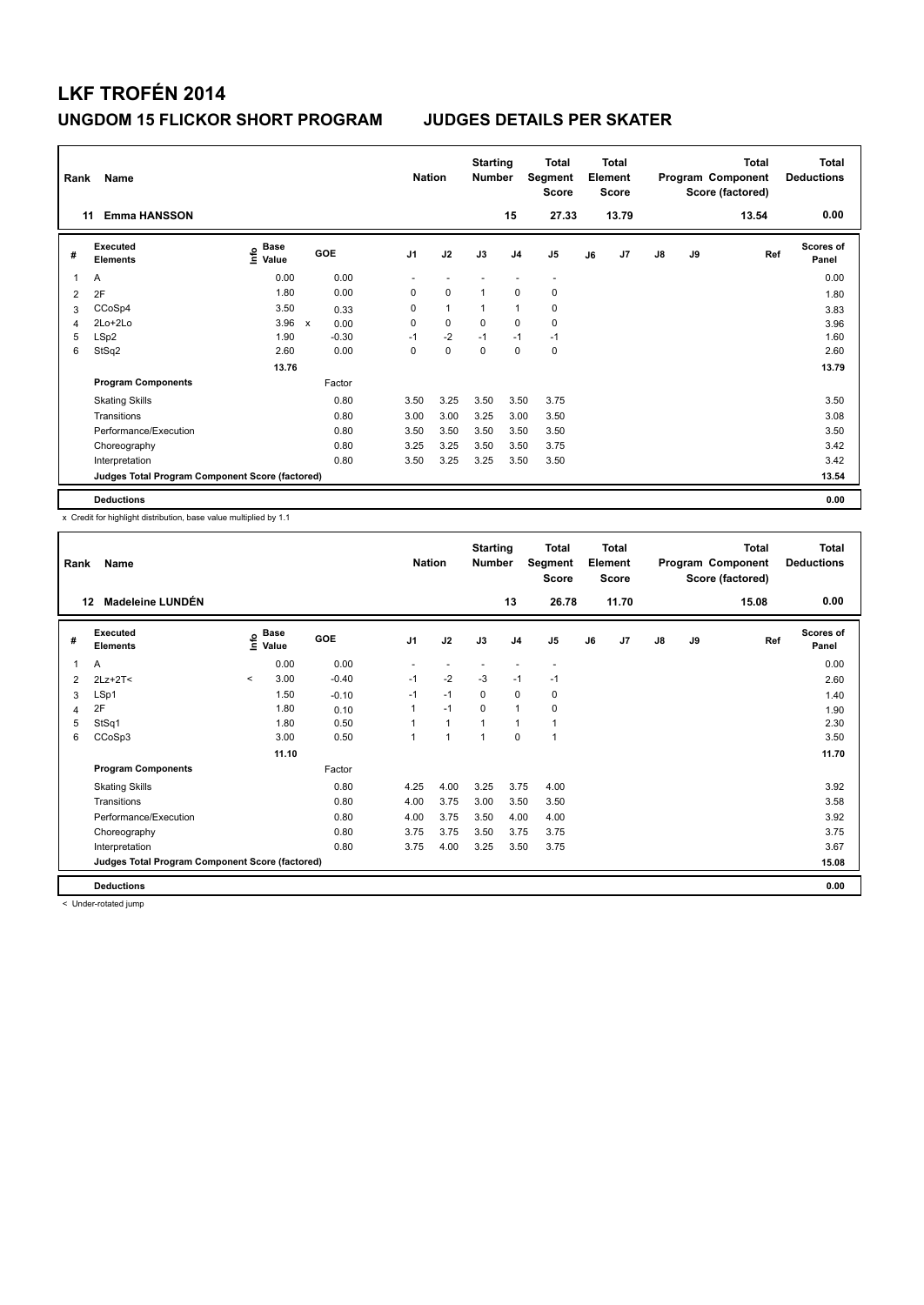# LKF TROFÉN 2014

## UNGDOM 15 FLICKOR SHORT PROGRAM JUDGES DETAILS PER SKATER

| Rank | Name | Nation | Starting Number | Total Segment Score | Total Element Score | Total Program Component Score (factored) | Total Deductions |
|---|---|---|---|---|---|---|---|
| 11 | Emma HANSSON | | 15 | 27.33 | 13.79 | 13.54 | 0.00 |

| # | Executed Elements | Info | Base Value | | GOE | J1 | J2 | J3 | J4 | J5 | J6 | J7 | J8 | J9 | Ref | Scores of Panel |
|---|---|---|---|---|---|---|---|---|---|---|---|---|---|---|---|---|
| 1 | A | | 0.00 | | 0.00 | - | - | - | - | - | | | | | | 0.00 |
| 2 | 2F | | 1.80 | | 0.00 | 0 | 0 | 1 | 0 | 0 | | | | | | 1.80 |
| 3 | CCoSp4 | | 3.50 | | 0.33 | 0 | 1 | 1 | 1 | 0 | | | | | | 3.83 |
| 4 | 2Lo+2Lo | | 3.96 | x | 0.00 | 0 | 0 | 0 | 0 | 0 | | | | | | 3.96 |
| 5 | LSp2 | | 1.90 | | -0.30 | -1 | -2 | -1 | -1 | -1 | | | | | | 1.60 |
| 6 | StSq2 | | 2.60 | | 0.00 | 0 | 0 | 0 | 0 | 0 | | | | | | 2.60 |
| | | | 13.76 | | | | | | | | | | | | | 13.79 |
| | **Program Components** | | | | Factor | | | | | | | | | | | |
| | Skating Skills | | | | 0.80 | 3.50 | 3.25 | 3.50 | 3.50 | 3.75 | | | | | | 3.50 |
| | Transitions | | | | 0.80 | 3.00 | 3.00 | 3.25 | 3.00 | 3.50 | | | | | | 3.08 |
| | Performance/Execution | | | | 0.80 | 3.50 | 3.50 | 3.50 | 3.50 | 3.50 | | | | | | 3.50 |
| | Choreography | | | | 0.80 | 3.25 | 3.25 | 3.50 | 3.50 | 3.75 | | | | | | 3.42 |
| | Interpretation | | | | 0.80 | 3.50 | 3.25 | 3.25 | 3.50 | 3.50 | | | | | | 3.42 |
| | **Judges Total Program Component Score (factored)** | | | | | | | | | | | | | | | 13.54 |
| | **Deductions** | | | | | | | | | | | | | | | 0.00 |

x Credit for highlight distribution, base value multiplied by 1.1

| Rank | Name | Nation | Starting Number | Total Segment Score | Total Element Score | Total Program Component Score (factored) | Total Deductions |
|---|---|---|---|---|---|---|---|
| 12 | Madeleine LUNDÉN | | 13 | 26.78 | 11.70 | 15.08 | 0.00 |

| # | Executed Elements | Info | Base Value | GOE | J1 | J2 | J3 | J4 | J5 | J6 | J7 | J8 | J9 | Ref | Scores of Panel |
|---|---|---|---|---|---|---|---|---|---|---|---|---|---|---|---|
| 1 | A | | 0.00 | 0.00 | - | - | - | - | - | | | | | | 0.00 |
| 2 | 2Lz+2T< | < | 3.00 | -0.40 | -1 | -2 | -3 | -1 | -1 | | | | | | 2.60 |
| 3 | LSp1 | | 1.50 | -0.10 | -1 | -1 | 0 | 0 | 0 | | | | | | 1.40 |
| 4 | 2F | | 1.80 | 0.10 | 1 | -1 | 0 | 1 | 0 | | | | | | 1.90 |
| 5 | StSq1 | | 1.80 | 0.50 | 1 | 1 | 1 | 1 | 1 | | | | | | 2.30 |
| 6 | CCoSp3 | | 3.00 | 0.50 | 1 | 1 | 1 | 0 | 1 | | | | | | 3.50 |
| | | | 11.10 | | | | | | | | | | | | 11.70 |
| | **Program Components** | | | Factor | | | | | | | | | | | |
| | Skating Skills | | | 0.80 | 4.25 | 4.00 | 3.25 | 3.75 | 4.00 | | | | | | 3.92 |
| | Transitions | | | 0.80 | 4.00 | 3.75 | 3.00 | 3.50 | 3.50 | | | | | | 3.58 |
| | Performance/Execution | | | 0.80 | 4.00 | 3.75 | 3.50 | 4.00 | 4.00 | | | | | | 3.92 |
| | Choreography | | | 0.80 | 3.75 | 3.75 | 3.50 | 3.75 | 3.75 | | | | | | 3.75 |
| | Interpretation | | | 0.80 | 3.75 | 4.00 | 3.25 | 3.50 | 3.75 | | | | | | 3.67 |
| | **Judges Total Program Component Score (factored)** | | | | | | | | | | | | | | 15.08 |
| | **Deductions** | | | | | | | | | | | | | | 0.00 |

< Under-rotated jump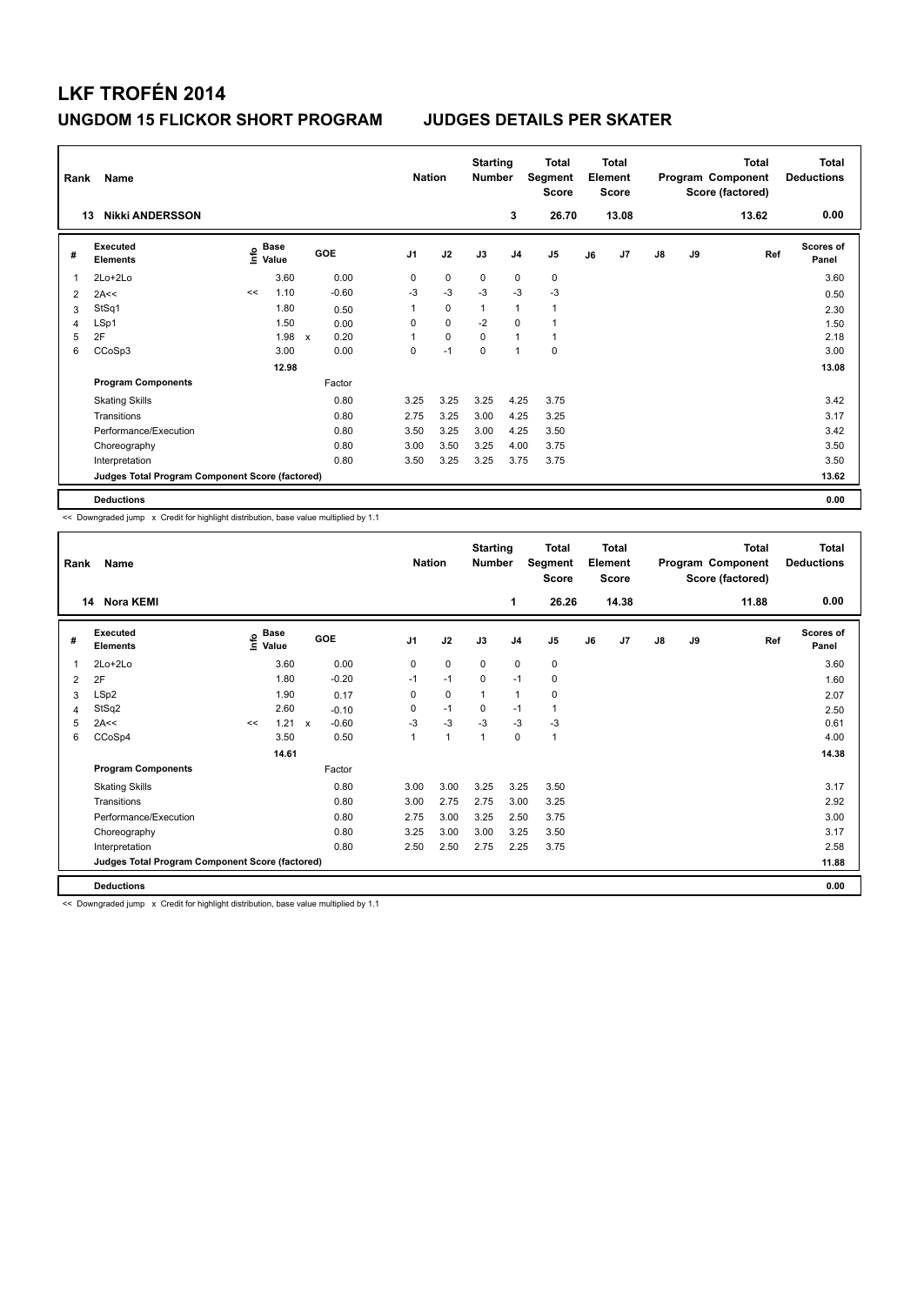# LKF TROFÉN 2014

## UNGDOM 15 FLICKOR SHORT PROGRAM — JUDGES DETAILS PER SKATER

| Rank | Name | Nation | Starting Number | Total Segment Score | Total Element Score | Total Program Component Score (factored) | Total Deductions |
|---|---|---|---|---|---|---|---|
| 13 | Nikki ANDERSSON | | 3 | 26.70 | 13.08 | 13.62 | 0.00 |

| # | Executed Elements | Info | Base Value | | GOE | J1 | J2 | J3 | J4 | J5 | J6 | J7 | J8 | J9 | Ref | Scores of Panel |
|---|---|---|---|---|---|---|---|---|---|---|---|---|---|---|---|---|
| 1 | 2Lo+2Lo | | 3.60 | | 0.00 | 0 | 0 | 0 | 0 | 0 | | | | | | 3.60 |
| 2 | 2A<< | << | 1.10 | | -0.60 | -3 | -3 | -3 | -3 | -3 | | | | | | 0.50 |
| 3 | StSq1 | | 1.80 | | 0.50 | 1 | 0 | 1 | 1 | 1 | | | | | | 2.30 |
| 4 | LSp1 | | 1.50 | | 0.00 | 0 | 0 | -2 | 0 | 1 | | | | | | 1.50 |
| 5 | 2F | | 1.98 | x | 0.20 | 1 | 0 | 0 | 1 | 1 | | | | | | 2.18 |
| 6 | CCoSp3 | | 3.00 | | 0.00 | 0 | -1 | 0 | 1 | 0 | | | | | | 3.00 |
| | | | 12.98 | | | | | | | | | | | | | 13.08 |
| | **Program Components** | | | | Factor | | | | | | | | | | | |
| | Skating Skills | | | | 0.80 | 3.25 | 3.25 | 3.25 | 4.25 | 3.75 | | | | | | 3.42 |
| | Transitions | | | | 0.80 | 2.75 | 3.25 | 3.00 | 4.25 | 3.25 | | | | | | 3.17 |
| | Performance/Execution | | | | 0.80 | 3.50 | 3.25 | 3.00 | 4.25 | 3.50 | | | | | | 3.42 |
| | Choreography | | | | 0.80 | 3.00 | 3.50 | 3.25 | 4.00 | 3.75 | | | | | | 3.50 |
| | Interpretation | | | | 0.80 | 3.50 | 3.25 | 3.25 | 3.75 | 3.75 | | | | | | 3.50 |
| | **Judges Total Program Component Score (factored)** | | | | | | | | | | | | | | | 13.62 |
| | **Deductions** | | | | | | | | | | | | | | | 0.00 |

<< Downgraded jump x Credit for highlight distribution, base value multiplied by 1.1

| Rank | Name | Nation | Starting Number | Total Segment Score | Total Element Score | Total Program Component Score (factored) | Total Deductions |
|---|---|---|---|---|---|---|---|
| 14 | Nora KEMI | | 1 | 26.26 | 14.38 | 11.88 | 0.00 |

| # | Executed Elements | Info | Base Value | | GOE | J1 | J2 | J3 | J4 | J5 | J6 | J7 | J8 | J9 | Ref | Scores of Panel |
|---|---|---|---|---|---|---|---|---|---|---|---|---|---|---|---|---|
| 1 | 2Lo+2Lo | | 3.60 | | 0.00 | 0 | 0 | 0 | 0 | 0 | | | | | | 3.60 |
| 2 | 2F | | 1.80 | | -0.20 | -1 | -1 | 0 | -1 | 0 | | | | | | 1.60 |
| 3 | LSp2 | | 1.90 | | 0.17 | 0 | 0 | 1 | 1 | 0 | | | | | | 2.07 |
| 4 | StSq2 | | 2.60 | | -0.10 | 0 | -1 | 0 | -1 | 1 | | | | | | 2.50 |
| 5 | 2A<< | << | 1.21 | x | -0.60 | -3 | -3 | -3 | -3 | -3 | | | | | | 0.61 |
| 6 | CCoSp4 | | 3.50 | | 0.50 | 1 | 1 | 1 | 0 | 1 | | | | | | 4.00 |
| | | | 14.61 | | | | | | | | | | | | | 14.38 |
| | **Program Components** | | | | Factor | | | | | | | | | | | |
| | Skating Skills | | | | 0.80 | 3.00 | 3.00 | 3.25 | 3.25 | 3.50 | | | | | | 3.17 |
| | Transitions | | | | 0.80 | 3.00 | 2.75 | 2.75 | 3.00 | 3.25 | | | | | | 2.92 |
| | Performance/Execution | | | | 0.80 | 2.75 | 3.00 | 3.25 | 2.50 | 3.75 | | | | | | 3.00 |
| | Choreography | | | | 0.80 | 3.25 | 3.00 | 3.00 | 3.25 | 3.50 | | | | | | 3.17 |
| | Interpretation | | | | 0.80 | 2.50 | 2.50 | 2.75 | 2.25 | 3.75 | | | | | | 2.58 |
| | **Judges Total Program Component Score (factored)** | | | | | | | | | | | | | | | 11.88 |
| | **Deductions** | | | | | | | | | | | | | | | 0.00 |

<< Downgraded jump x Credit for highlight distribution, base value multiplied by 1.1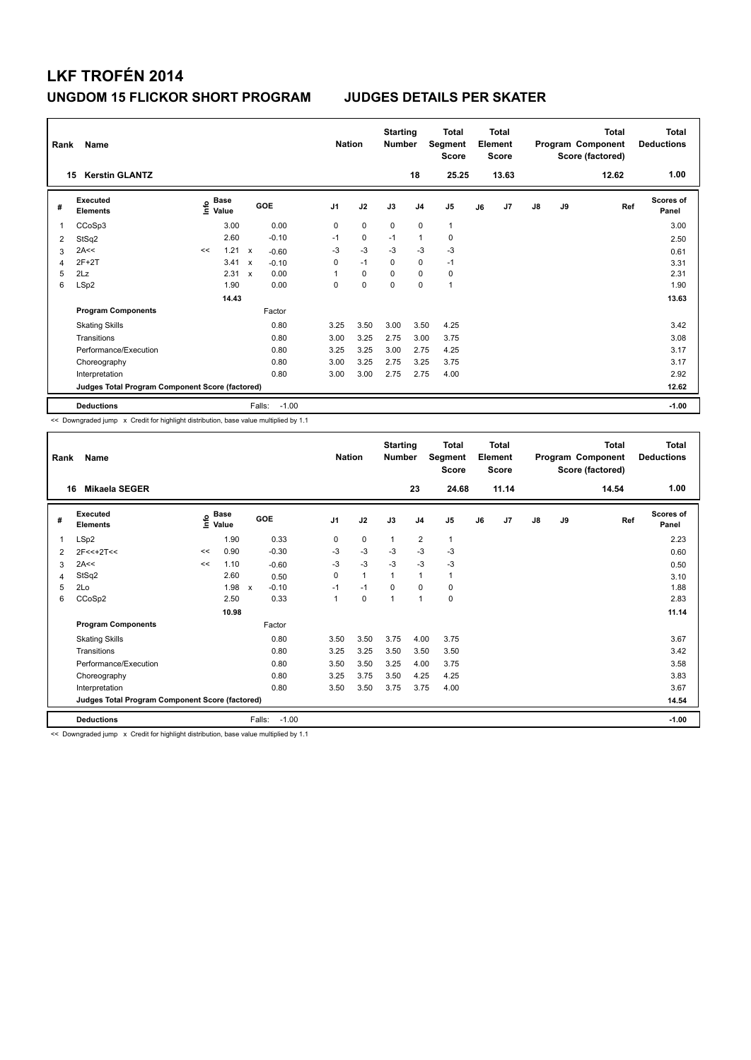# LKF TROFÉN 2014

## UNGDOM 15 FLICKOR SHORT PROGRAM — JUDGES DETAILS PER SKATER

| Rank | Name | Nation | Starting Number | Total Segment Score | Total Element Score | Total Program Component Score (factored) | Total Deductions |
|---|---|---|---|---|---|---|---|
| 15 | Kerstin GLANTZ | | 18 | 25.25 | 13.63 | 12.62 | 1.00 |

| # | Executed Elements | Info | Base Value | | GOE | J1 | J2 | J3 | J4 | J5 | J6 | J7 | J8 | J9 | Ref | Scores of Panel |
|---|---|---|---|---|---|---|---|---|---|---|---|---|---|---|---|---|
| 1 | CCoSp3 | | 3.00 | | 0.00 | 0 | 0 | 0 | 0 | 1 | | | | | | 3.00 |
| 2 | StSq2 | | 2.60 | | -0.10 | -1 | 0 | -1 | 1 | 0 | | | | | | 2.50 |
| 3 | 2A<< | << | 1.21 | x | -0.60 | -3 | -3 | -3 | -3 | -3 | | | | | | 0.61 |
| 4 | 2F+2T | | 3.41 | x | -0.10 | 0 | -1 | 0 | 0 | -1 | | | | | | 3.31 |
| 5 | 2Lz | | 2.31 | x | 0.00 | 1 | 0 | 0 | 0 | 0 | | | | | | 2.31 |
| 6 | LSp2 | | 1.90 | | 0.00 | 0 | 0 | 0 | 0 | 1 | | | | | | 1.90 |
| | | | 14.43 | | | | | | | | | | | | | 13.63 |
| | **Program Components** | | | | Factor | | | | | | | | | | | |
| | Skating Skills | | | | 0.80 | 3.25 | 3.50 | 3.00 | 3.50 | 4.25 | | | | | | 3.42 |
| | Transitions | | | | 0.80 | 3.00 | 3.25 | 2.75 | 3.00 | 3.75 | | | | | | 3.08 |
| | Performance/Execution | | | | 0.80 | 3.25 | 3.25 | 3.00 | 2.75 | 4.25 | | | | | | 3.17 |
| | Choreography | | | | 0.80 | 3.00 | 3.25 | 2.75 | 3.25 | 3.75 | | | | | | 3.17 |
| | Interpretation | | | | 0.80 | 3.00 | 3.00 | 2.75 | 2.75 | 4.00 | | | | | | 2.92 |
| | **Judges Total Program Component Score (factored)** | | | | | | | | | | | | | | | 12.62 |
| | **Deductions** | | | | Falls: -1.00 | | | | | | | | | | | -1.00 |

<< Downgraded jump x Credit for highlight distribution, base value multiplied by 1.1

| Rank | Name | Nation | Starting Number | Total Segment Score | Total Element Score | Total Program Component Score (factored) | Total Deductions |
|---|---|---|---|---|---|---|---|
| 16 | Mikaela SEGER | | 23 | 24.68 | 11.14 | 14.54 | 1.00 |

| # | Executed Elements | Info | Base Value | | GOE | J1 | J2 | J3 | J4 | J5 | J6 | J7 | J8 | J9 | Ref | Scores of Panel |
|---|---|---|---|---|---|---|---|---|---|---|---|---|---|---|---|---|
| 1 | LSp2 | | 1.90 | | 0.33 | 0 | 0 | 1 | 2 | 1 | | | | | | 2.23 |
| 2 | 2F<<+2T<< | << | 0.90 | | -0.30 | -3 | -3 | -3 | -3 | -3 | | | | | | 0.60 |
| 3 | 2A<< | << | 1.10 | | -0.60 | -3 | -3 | -3 | -3 | -3 | | | | | | 0.50 |
| 4 | StSq2 | | 2.60 | | 0.50 | 0 | 1 | 1 | 1 | 1 | | | | | | 3.10 |
| 5 | 2Lo | | 1.98 | x | -0.10 | -1 | -1 | 0 | 0 | 0 | | | | | | 1.88 |
| 6 | CCoSp2 | | 2.50 | | 0.33 | 1 | 0 | 1 | 1 | 0 | | | | | | 2.83 |
| | | | 10.98 | | | | | | | | | | | | | 11.14 |
| | **Program Components** | | | | Factor | | | | | | | | | | | |
| | Skating Skills | | | | 0.80 | 3.50 | 3.50 | 3.75 | 4.00 | 3.75 | | | | | | 3.67 |
| | Transitions | | | | 0.80 | 3.25 | 3.25 | 3.50 | 3.50 | 3.50 | | | | | | 3.42 |
| | Performance/Execution | | | | 0.80 | 3.50 | 3.50 | 3.25 | 4.00 | 3.75 | | | | | | 3.58 |
| | Choreography | | | | 0.80 | 3.25 | 3.75 | 3.50 | 4.25 | 4.25 | | | | | | 3.83 |
| | Interpretation | | | | 0.80 | 3.50 | 3.50 | 3.75 | 3.75 | 4.00 | | | | | | 3.67 |
| | **Judges Total Program Component Score (factored)** | | | | | | | | | | | | | | | 14.54 |
| | **Deductions** | | | | Falls: -1.00 | | | | | | | | | | | -1.00 |

<< Downgraded jump x Credit for highlight distribution, base value multiplied by 1.1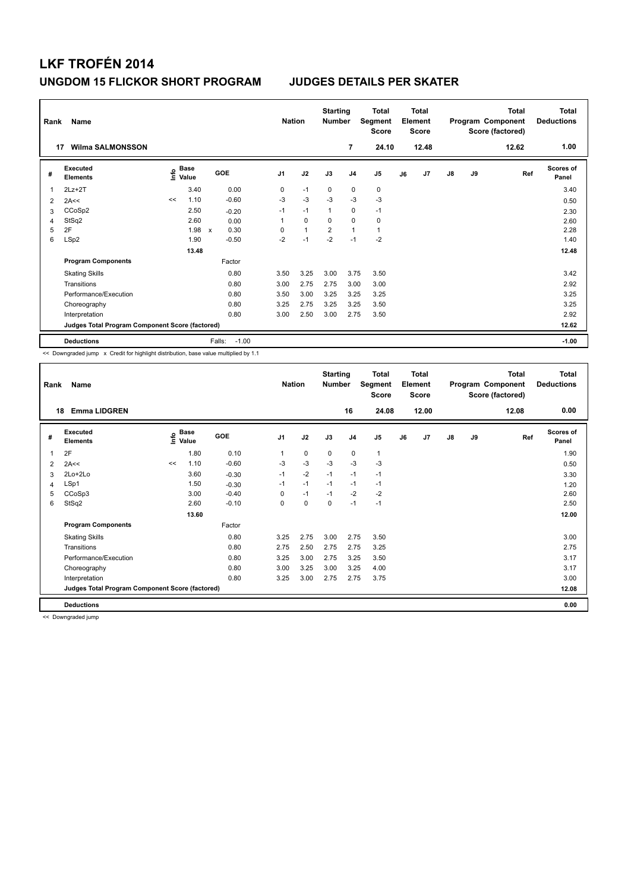# LKF TROFÉN 2014

## UNGDOM 15 FLICKOR SHORT PROGRAM JUDGES DETAILS PER SKATER

| Rank | Name | Nation | Starting Number | Total Segment Score | Total Element Score | Total Program Component Score (factored) | Total Deductions |
|---|---|---|---|---|---|---|---|
| 17 | Wilma SALMONSSON | | 7 | 24.10 | 12.48 | 12.62 | 1.00 |

| # | Executed Elements | Info | Base Value | | GOE | J1 | J2 | J3 | J4 | J5 | J6 | J7 | J8 | J9 | Ref | Scores of Panel |
|---|---|---|---|---|---|---|---|---|---|---|---|---|---|---|---|---|
| 1 | 2Lz+2T | | 3.40 | | 0.00 | 0 | -1 | 0 | 0 | 0 | | | | | | 3.40 |
| 2 | 2A<< | << | 1.10 | | -0.60 | -3 | -3 | -3 | -3 | -3 | | | | | | 0.50 |
| 3 | CCoSp2 | | 2.50 | | -0.20 | -1 | -1 | 1 | 0 | -1 | | | | | | 2.30 |
| 4 | StSq2 | | 2.60 | | 0.00 | 1 | 0 | 0 | 0 | 0 | | | | | | 2.60 |
| 5 | 2F | | 1.98 | x | 0.30 | 0 | 1 | 2 | 1 | 1 | | | | | | 2.28 |
| 6 | LSp2 | | 1.90 | | -0.50 | -2 | -1 | -2 | -1 | -2 | | | | | | 1.40 |
| | | | 13.48 | | | | | | | | | | | | | 12.48 |
| | **Program Components** | | | | Factor | | | | | | | | | | | |
| | Skating Skills | | | | 0.80 | 3.50 | 3.25 | 3.00 | 3.75 | 3.50 | | | | | | 3.42 |
| | Transitions | | | | 0.80 | 3.00 | 2.75 | 2.75 | 3.00 | 3.00 | | | | | | 2.92 |
| | Performance/Execution | | | | 0.80 | 3.50 | 3.00 | 3.25 | 3.25 | 3.25 | | | | | | 3.25 |
| | Choreography | | | | 0.80 | 3.25 | 2.75 | 3.25 | 3.25 | 3.50 | | | | | | 3.25 |
| | Interpretation | | | | 0.80 | 3.00 | 2.50 | 3.00 | 2.75 | 3.50 | | | | | | 2.92 |
| | **Judges Total Program Component Score (factored)** | | | | | | | | | | | | | | | 12.62 |
| | **Deductions** | | | | Falls: -1.00 | | | | | | | | | | | -1.00 |

<< Downgraded jump x Credit for highlight distribution, base value multiplied by 1.1

| Rank | Name | Nation | Starting Number | Total Segment Score | Total Element Score | Total Program Component Score (factored) | Total Deductions |
|---|---|---|---|---|---|---|---|
| 18 | Emma LIDGREN | | 16 | 24.08 | 12.00 | 12.08 | 0.00 |

| # | Executed Elements | Info | Base Value | GOE | J1 | J2 | J3 | J4 | J5 | J6 | J7 | J8 | J9 | Ref | Scores of Panel |
|---|---|---|---|---|---|---|---|---|---|---|---|---|---|---|---|
| 1 | 2F | | 1.80 | 0.10 | 1 | 0 | 0 | 0 | 1 | | | | | | 1.90 |
| 2 | 2A<< | << | 1.10 | -0.60 | -3 | -3 | -3 | -3 | -3 | | | | | | 0.50 |
| 3 | 2Lo+2Lo | | 3.60 | -0.30 | -1 | -2 | -1 | -1 | -1 | | | | | | 3.30 |
| 4 | LSp1 | | 1.50 | -0.30 | -1 | -1 | -1 | -1 | -1 | | | | | | 1.20 |
| 5 | CCoSp3 | | 3.00 | -0.40 | 0 | -1 | -1 | -2 | -2 | | | | | | 2.60 |
| 6 | StSq2 | | 2.60 | -0.10 | 0 | 0 | 0 | -1 | -1 | | | | | | 2.50 |
| | | | 13.60 | | | | | | | | | | | | 12.00 |
| | **Program Components** | | | Factor | | | | | | | | | | | |
| | Skating Skills | | | 0.80 | 3.25 | 2.75 | 3.00 | 2.75 | 3.50 | | | | | | 3.00 |
| | Transitions | | | 0.80 | 2.75 | 2.50 | 2.75 | 2.75 | 3.25 | | | | | | 2.75 |
| | Performance/Execution | | | 0.80 | 3.25 | 3.00 | 2.75 | 3.25 | 3.50 | | | | | | 3.17 |
| | Choreography | | | 0.80 | 3.00 | 3.25 | 3.00 | 3.25 | 4.00 | | | | | | 3.17 |
| | Interpretation | | | 0.80 | 3.25 | 3.00 | 2.75 | 2.75 | 3.75 | | | | | | 3.00 |
| | **Judges Total Program Component Score (factored)** | | | | | | | | | | | | | | 12.08 |
| | **Deductions** | | | | | | | | | | | | | | 0.00 |

<< Downgraded jump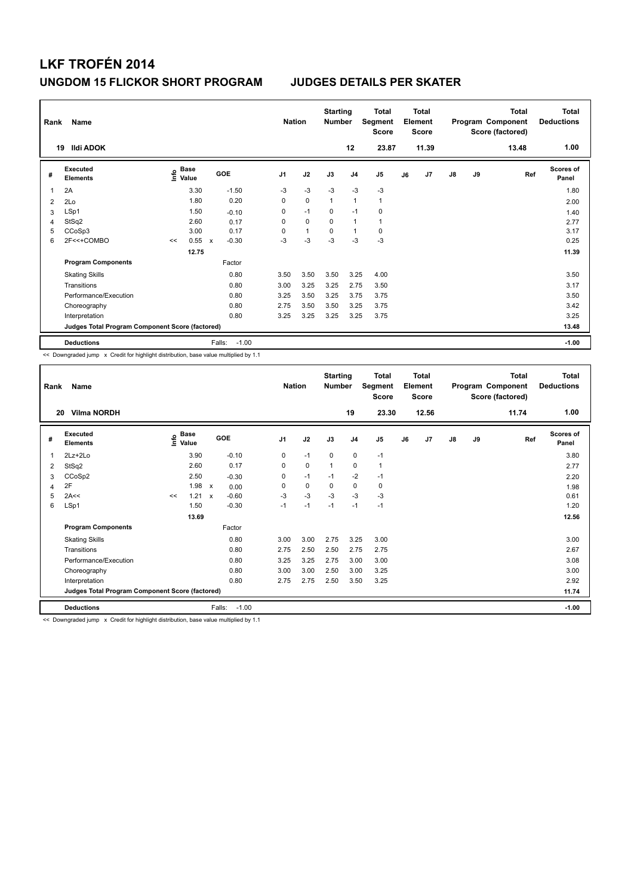# LKF TROFÉN 2014

## UNGDOM 15 FLICKOR SHORT PROGRAM — JUDGES DETAILS PER SKATER

| Rank | Name | Nation | Starting Number | Total Segment Score | Total Element Score | Total Program Component Score (factored) | Total Deductions |
|---|---|---|---|---|---|---|---|
| 19 | Ildi ADOK | | 12 | 23.87 | 11.39 | 13.48 | 1.00 |

| # | Executed Elements | Info | Base Value | | GOE | J1 | J2 | J3 | J4 | J5 | J6 | J7 | J8 | J9 | Ref | Scores of Panel |
|---|---|---|---|---|---|---|---|---|---|---|---|---|---|---|---|---|
| 1 | 2A | | 3.30 | | -1.50 | -3 | -3 | -3 | -3 | -3 | | | | | | 1.80 |
| 2 | 2Lo | | 1.80 | | 0.20 | 0 | 0 | 1 | 1 | 1 | | | | | | 2.00 |
| 3 | LSp1 | | 1.50 | | -0.10 | 0 | -1 | 0 | -1 | 0 | | | | | | 1.40 |
| 4 | StSq2 | | 2.60 | | 0.17 | 0 | 0 | 0 | 1 | 1 | | | | | | 2.77 |
| 5 | CCoSp3 | | 3.00 | | 0.17 | 0 | 1 | 0 | 1 | 0 | | | | | | 3.17 |
| 6 | 2F<<+COMBO | << | 0.55 | x | -0.30 | -3 | -3 | -3 | -3 | -3 | | | | | | 0.25 |
| | | | 12.75 | | | | | | | | | | | | | 11.39 |
| | **Program Components** | | | | Factor | | | | | | | | | | | |
| | Skating Skills | | | | 0.80 | 3.50 | 3.50 | 3.50 | 3.25 | 4.00 | | | | | | 3.50 |
| | Transitions | | | | 0.80 | 3.00 | 3.25 | 3.25 | 2.75 | 3.50 | | | | | | 3.17 |
| | Performance/Execution | | | | 0.80 | 3.25 | 3.50 | 3.25 | 3.75 | 3.75 | | | | | | 3.50 |
| | Choreography | | | | 0.80 | 2.75 | 3.50 | 3.50 | 3.25 | 3.75 | | | | | | 3.42 |
| | Interpretation | | | | 0.80 | 3.25 | 3.25 | 3.25 | 3.25 | 3.75 | | | | | | 3.25 |
| | **Judges Total Program Component Score (factored)** | | | | | | | | | | | | | | | 13.48 |
| | **Deductions** | | | | Falls: -1.00 | | | | | | | | | | | -1.00 |

<< Downgraded jump x Credit for highlight distribution, base value multiplied by 1.1

| Rank | Name | Nation | Starting Number | Total Segment Score | Total Element Score | Total Program Component Score (factored) | Total Deductions |
|---|---|---|---|---|---|---|---|
| 20 | Vilma NORDH | | 19 | 23.30 | 12.56 | 11.74 | 1.00 |

| # | Executed Elements | Info | Base Value | | GOE | J1 | J2 | J3 | J4 | J5 | J6 | J7 | J8 | J9 | Ref | Scores of Panel |
|---|---|---|---|---|---|---|---|---|---|---|---|---|---|---|---|---|
| 1 | 2Lz+2Lo | | 3.90 | | -0.10 | 0 | -1 | 0 | 0 | -1 | | | | | | 3.80 |
| 2 | StSq2 | | 2.60 | | 0.17 | 0 | 0 | 1 | 0 | 1 | | | | | | 2.77 |
| 3 | CCoSp2 | | 2.50 | | -0.30 | 0 | -1 | -1 | -2 | -1 | | | | | | 2.20 |
| 4 | 2F | | 1.98 | x | 0.00 | 0 | 0 | 0 | 0 | 0 | | | | | | 1.98 |
| 5 | 2A<< | << | 1.21 | x | -0.60 | -3 | -3 | -3 | -3 | -3 | | | | | | 0.61 |
| 6 | LSp1 | | 1.50 | | -0.30 | -1 | -1 | -1 | -1 | -1 | | | | | | 1.20 |
| | | | 13.69 | | | | | | | | | | | | | 12.56 |
| | **Program Components** | | | | Factor | | | | | | | | | | | |
| | Skating Skills | | | | 0.80 | 3.00 | 3.00 | 2.75 | 3.25 | 3.00 | | | | | | 3.00 |
| | Transitions | | | | 0.80 | 2.75 | 2.50 | 2.50 | 2.75 | 2.75 | | | | | | 2.67 |
| | Performance/Execution | | | | 0.80 | 3.25 | 3.25 | 2.75 | 3.00 | 3.00 | | | | | | 3.08 |
| | Choreography | | | | 0.80 | 3.00 | 3.00 | 2.50 | 3.00 | 3.25 | | | | | | 3.00 |
| | Interpretation | | | | 0.80 | 2.75 | 2.75 | 2.50 | 3.50 | 3.25 | | | | | | 2.92 |
| | **Judges Total Program Component Score (factored)** | | | | | | | | | | | | | | | 11.74 |
| | **Deductions** | | | | Falls: -1.00 | | | | | | | | | | | -1.00 |

<< Downgraded jump x Credit for highlight distribution, base value multiplied by 1.1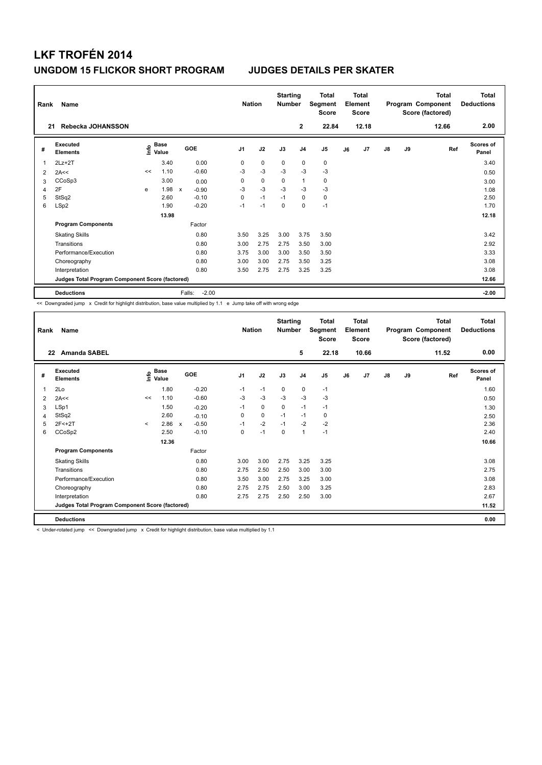# LKF TROFÉN 2014

## UNGDOM 15 FLICKOR SHORT PROGRAM — JUDGES DETAILS PER SKATER

| Rank | Name | Nation | Starting Number | Total Segment Score | Total Element Score | Total Program Component Score (factored) | Total Deductions |
|---|---|---|---|---|---|---|---|
| 21 | Rebecka JOHANSSON | | 2 | 22.84 | 12.18 | 12.66 | 2.00 |

| # | Executed Elements | Info | Base Value | | GOE | J1 | J2 | J3 | J4 | J5 | J6 | J7 | J8 | J9 | Ref | Scores of Panel |
|---|---|---|---|---|---|---|---|---|---|---|---|---|---|---|---|---|
| 1 | 2Lz+2T | | 3.40 | | 0.00 | 0 | 0 | 0 | 0 | 0 | | | | | | 3.40 |
| 2 | 2A<< | << | 1.10 | | -0.60 | -3 | -3 | -3 | -3 | -3 | | | | | | 0.50 |
| 3 | CCoSp3 | | 3.00 | | 0.00 | 0 | 0 | 0 | 1 | 0 | | | | | | 3.00 |
| 4 | 2F | e | 1.98 | x | -0.90 | -3 | -3 | -3 | -3 | -3 | | | | | | 1.08 |
| 5 | StSq2 | | 2.60 | | -0.10 | 0 | -1 | -1 | 0 | 0 | | | | | | 2.50 |
| 6 | LSp2 | | 1.90 | | -0.20 | -1 | -1 | 0 | 0 | -1 | | | | | | 1.70 |
| | | | 13.98 | | | | | | | | | | | | | 12.18 |
| | **Program Components** | | | | Factor | | | | | | | | | | | |
| | Skating Skills | | | | 0.80 | 3.50 | 3.25 | 3.00 | 3.75 | 3.50 | | | | | | 3.42 |
| | Transitions | | | | 0.80 | 3.00 | 2.75 | 2.75 | 3.50 | 3.00 | | | | | | 2.92 |
| | Performance/Execution | | | | 0.80 | 3.75 | 3.00 | 3.00 | 3.50 | 3.50 | | | | | | 3.33 |
| | Choreography | | | | 0.80 | 3.00 | 3.00 | 2.75 | 3.50 | 3.25 | | | | | | 3.08 |
| | Interpretation | | | | 0.80 | 3.50 | 2.75 | 2.75 | 3.25 | 3.25 | | | | | | 3.08 |
| | **Judges Total Program Component Score (factored)** | | | | | | | | | | | | | | | 12.66 |
| | **Deductions** | | | | Falls: -2.00 | | | | | | | | | | | -2.00 |

<< Downgraded jump x Credit for highlight distribution, base value multiplied by 1.1 e Jump take off with wrong edge

| Rank | Name | Nation | Starting Number | Total Segment Score | Total Element Score | Total Program Component Score (factored) | Total Deductions |
|---|---|---|---|---|---|---|---|
| 22 | Amanda SABEL | | 5 | 22.18 | 10.66 | 11.52 | 0.00 |

| # | Executed Elements | Info | Base Value | | GOE | J1 | J2 | J3 | J4 | J5 | J6 | J7 | J8 | J9 | Ref | Scores of Panel |
|---|---|---|---|---|---|---|---|---|---|---|---|---|---|---|---|---|
| 1 | 2Lo | | 1.80 | | -0.20 | -1 | -1 | 0 | 0 | -1 | | | | | | 1.60 |
| 2 | 2A<< | << | 1.10 | | -0.60 | -3 | -3 | -3 | -3 | -3 | | | | | | 0.50 |
| 3 | LSp1 | | 1.50 | | -0.20 | -1 | 0 | 0 | -1 | -1 | | | | | | 1.30 |
| 4 | StSq2 | | 2.60 | | -0.10 | 0 | 0 | -1 | -1 | 0 | | | | | | 2.50 |
| 5 | 2F<+2T | < | 2.86 | x | -0.50 | -1 | -2 | -1 | -2 | -2 | | | | | | 2.36 |
| 6 | CCoSp2 | | 2.50 | | -0.10 | 0 | -1 | 0 | 1 | -1 | | | | | | 2.40 |
| | | | 12.36 | | | | | | | | | | | | | 10.66 |
| | **Program Components** | | | | Factor | | | | | | | | | | | |
| | Skating Skills | | | | 0.80 | 3.00 | 3.00 | 2.75 | 3.25 | 3.25 | | | | | | 3.08 |
| | Transitions | | | | 0.80 | 2.75 | 2.50 | 2.50 | 3.00 | 3.00 | | | | | | 2.75 |
| | Performance/Execution | | | | 0.80 | 3.50 | 3.00 | 2.75 | 3.25 | 3.00 | | | | | | 3.08 |
| | Choreography | | | | 0.80 | 2.75 | 2.75 | 2.50 | 3.00 | 3.25 | | | | | | 2.83 |
| | Interpretation | | | | 0.80 | 2.75 | 2.75 | 2.50 | 2.50 | 3.00 | | | | | | 2.67 |
| | **Judges Total Program Component Score (factored)** | | | | | | | | | | | | | | | 11.52 |
| | **Deductions** | | | | | | | | | | | | | | | 0.00 |

< Under-rotated jump << Downgraded jump x Credit for highlight distribution, base value multiplied by 1.1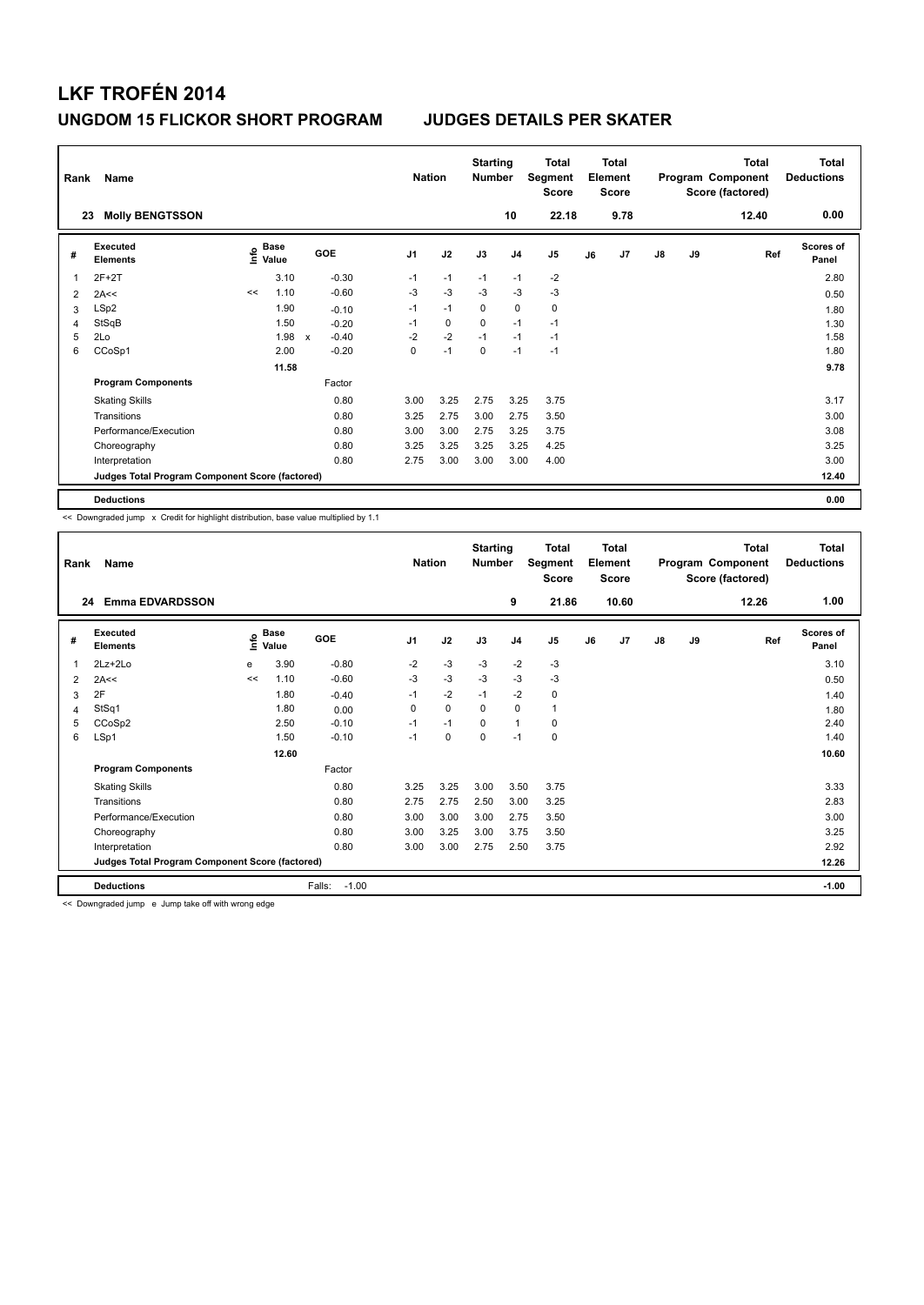# LKF TROFÉN 2014

## UNGDOM 15 FLICKOR SHORT PROGRAM JUDGES DETAILS PER SKATER

| Rank | Name | Nation | Starting Number | Total Segment Score | Total Element Score | Total Program Component Score (factored) | Total Deductions |
|---|---|---|---|---|---|---|---|
| 23 | Molly BENGTSSON | | 10 | 22.18 | 9.78 | 12.40 | 0.00 |

| # | Executed Elements | Info | Base Value | | GOE | J1 | J2 | J3 | J4 | J5 | J6 | J7 | J8 | J9 | Ref | Scores of Panel |
|---|---|---|---|---|---|---|---|---|---|---|---|---|---|---|---|---|
| 1 | 2F+2T | | 3.10 | | -0.30 | -1 | -1 | -1 | -1 | -2 | | | | | | 2.80 |
| 2 | 2A<< | << | 1.10 | | -0.60 | -3 | -3 | -3 | -3 | -3 | | | | | | 0.50 |
| 3 | LSp2 | | 1.90 | | -0.10 | -1 | -1 | 0 | 0 | 0 | | | | | | 1.80 |
| 4 | StSqB | | 1.50 | | -0.20 | -1 | 0 | 0 | -1 | -1 | | | | | | 1.30 |
| 5 | 2Lo | | 1.98 | x | -0.40 | -2 | -2 | -1 | -1 | -1 | | | | | | 1.58 |
| 6 | CCoSp1 | | 2.00 | | -0.20 | 0 | -1 | 0 | -1 | -1 | | | | | | 1.80 |
| | | | 11.58 | | | | | | | | | | | | | 9.78 |
| | **Program Components** | | | | Factor | | | | | | | | | | | |
| | Skating Skills | | | | 0.80 | 3.00 | 3.25 | 2.75 | 3.25 | 3.75 | | | | | | 3.17 |
| | Transitions | | | | 0.80 | 3.25 | 2.75 | 3.00 | 2.75 | 3.50 | | | | | | 3.00 |
| | Performance/Execution | | | | 0.80 | 3.00 | 3.00 | 2.75 | 3.25 | 3.75 | | | | | | 3.08 |
| | Choreography | | | | 0.80 | 3.25 | 3.25 | 3.25 | 3.25 | 4.25 | | | | | | 3.25 |
| | Interpretation | | | | 0.80 | 2.75 | 3.00 | 3.00 | 3.00 | 4.00 | | | | | | 3.00 |
| | **Judges Total Program Component Score (factored)** | | | | | | | | | | | | | | | 12.40 |
| | **Deductions** | | | | | | | | | | | | | | | 0.00 |

<< Downgraded jump x Credit for highlight distribution, base value multiplied by 1.1

| Rank | Name | Nation | Starting Number | Total Segment Score | Total Element Score | Total Program Component Score (factored) | Total Deductions |
|---|---|---|---|---|---|---|---|
| 24 | Emma EDVARDSSON | | 9 | 21.86 | 10.60 | 12.26 | 1.00 |

| # | Executed Elements | Info | Base Value | GOE | J1 | J2 | J3 | J4 | J5 | J6 | J7 | J8 | J9 | Ref | Scores of Panel |
|---|---|---|---|---|---|---|---|---|---|---|---|---|---|---|---|
| 1 | 2Lz+2Lo | e | 3.90 | -0.80 | -2 | -3 | -3 | -2 | -3 | | | | | | 3.10 |
| 2 | 2A<< | << | 1.10 | -0.60 | -3 | -3 | -3 | -3 | -3 | | | | | | 0.50 |
| 3 | 2F | | 1.80 | -0.40 | -1 | -2 | -1 | -2 | 0 | | | | | | 1.40 |
| 4 | StSq1 | | 1.80 | 0.00 | 0 | 0 | 0 | 0 | 1 | | | | | | 1.80 |
| 5 | CCoSp2 | | 2.50 | -0.10 | -1 | -1 | 0 | 1 | 0 | | | | | | 2.40 |
| 6 | LSp1 | | 1.50 | -0.10 | -1 | 0 | 0 | -1 | 0 | | | | | | 1.40 |
| | | | 12.60 | | | | | | | | | | | | 10.60 |
| | **Program Components** | | | Factor | | | | | | | | | | | |
| | Skating Skills | | | 0.80 | 3.25 | 3.25 | 3.00 | 3.50 | 3.75 | | | | | | 3.33 |
| | Transitions | | | 0.80 | 2.75 | 2.75 | 2.50 | 3.00 | 3.25 | | | | | | 2.83 |
| | Performance/Execution | | | 0.80 | 3.00 | 3.00 | 3.00 | 2.75 | 3.50 | | | | | | 3.00 |
| | Choreography | | | 0.80 | 3.00 | 3.25 | 3.00 | 3.75 | 3.50 | | | | | | 3.25 |
| | Interpretation | | | 0.80 | 3.00 | 3.00 | 2.75 | 2.50 | 3.75 | | | | | | 2.92 |
| | **Judges Total Program Component Score (factored)** | | | | | | | | | | | | | | 12.26 |
| | **Deductions** | | | Falls: -1.00 | | | | | | | | | | | -1.00 |

<< Downgraded jump e Jump take off with wrong edge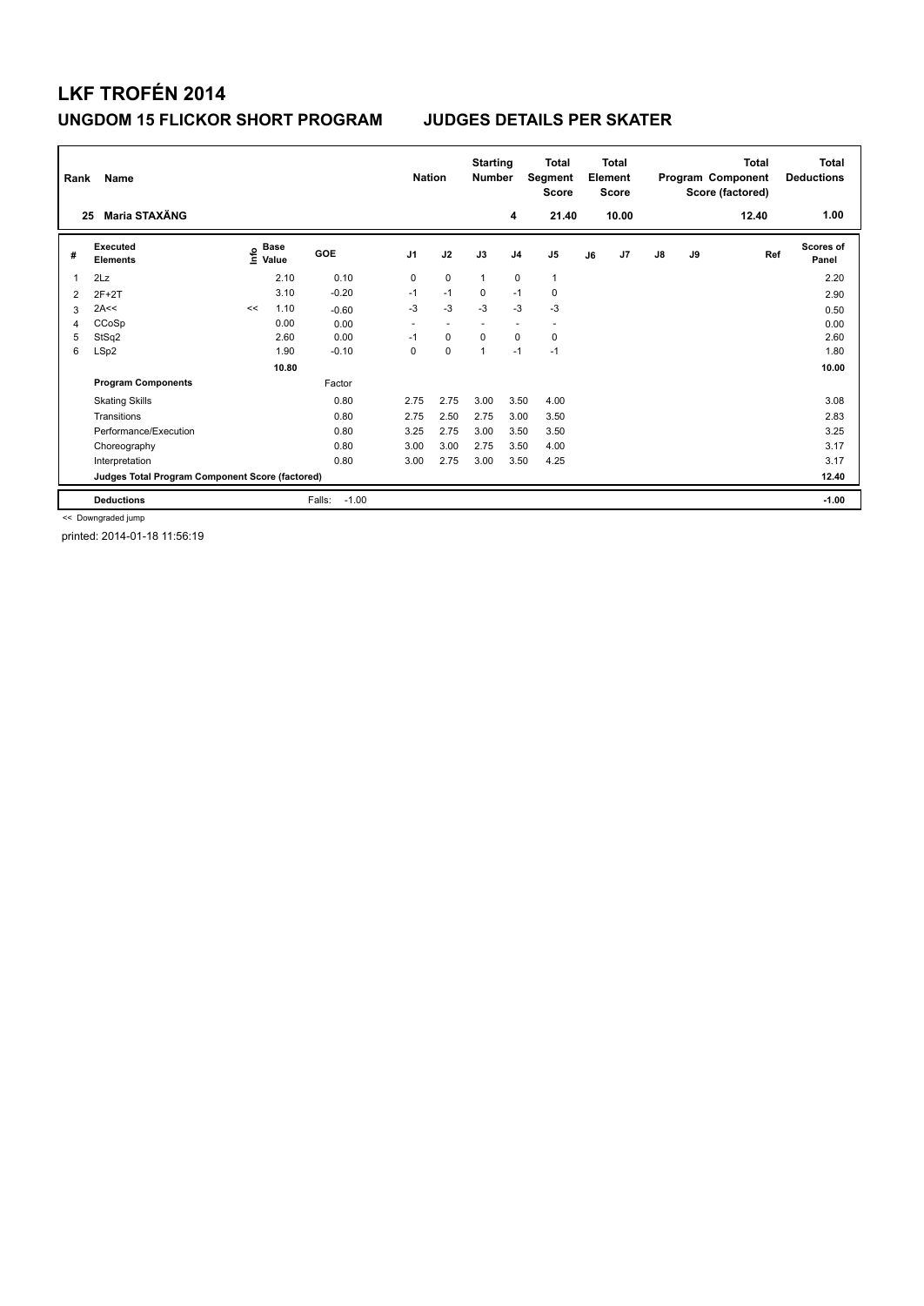# LKF TROFÉN 2014

## UNGDOM 15 FLICKOR SHORT PROGRAM JUDGES DETAILS PER SKATER

| Rank | Name | Nation | Starting Number | Total Segment Score | Total Element Score | Total Program Component Score (factored) | Total Deductions |
|---|---|---|---|---|---|---|---|
| 25 | Maria STAXÄNG | | 4 | 21.40 | 10.00 | 12.40 | 1.00 |

| # | Executed Elements | Info | Base Value | GOE | J1 | J2 | J3 | J4 | J5 | J6 | J7 | J8 | J9 | Ref | Scores of Panel |
|---|---|---|---|---|---|---|---|---|---|---|---|---|---|---|---|
| 1 | 2Lz | | 2.10 | 0.10 | 0 | 0 | 1 | 0 | 1 | | | | | | 2.20 |
| 2 | 2F+2T | | 3.10 | -0.20 | -1 | -1 | 0 | -1 | 0 | | | | | | 2.90 |
| 3 | 2A<< | << | 1.10 | -0.60 | -3 | -3 | -3 | -3 | -3 | | | | | | 0.50 |
| 4 | CCoSp | | 0.00 | 0.00 | - | - | - | - | - | | | | | | 0.00 |
| 5 | StSq2 | | 2.60 | 0.00 | -1 | 0 | 0 | 0 | 0 | | | | | | 2.60 |
| 6 | LSp2 | | 1.90 | -0.10 | 0 | 0 | 1 | -1 | -1 | | | | | | 1.80 |
| | | | 10.80 | | | | | | | | | | | | 10.00 |
| | **Program Components** | | | Factor | | | | | | | | | | | |
| | Skating Skills | | | 0.80 | 2.75 | 2.75 | 3.00 | 3.50 | 4.00 | | | | | | 3.08 |
| | Transitions | | | 0.80 | 2.75 | 2.50 | 2.75 | 3.00 | 3.50 | | | | | | 2.83 |
| | Performance/Execution | | | 0.80 | 3.25 | 2.75 | 3.00 | 3.50 | 3.50 | | | | | | 3.25 |
| | Choreography | | | 0.80 | 3.00 | 3.00 | 2.75 | 3.50 | 4.00 | | | | | | 3.17 |
| | Interpretation | | | 0.80 | 3.00 | 2.75 | 3.00 | 3.50 | 4.25 | | | | | | 3.17 |
| | **Judges Total Program Component Score (factored)** | | | | | | | | | | | | | | 12.40 |
| | **Deductions** | | | Falls: -1.00 | | | | | | | | | | | -1.00 |

<< Downgraded jump

printed: 2014-01-18 11:56:19